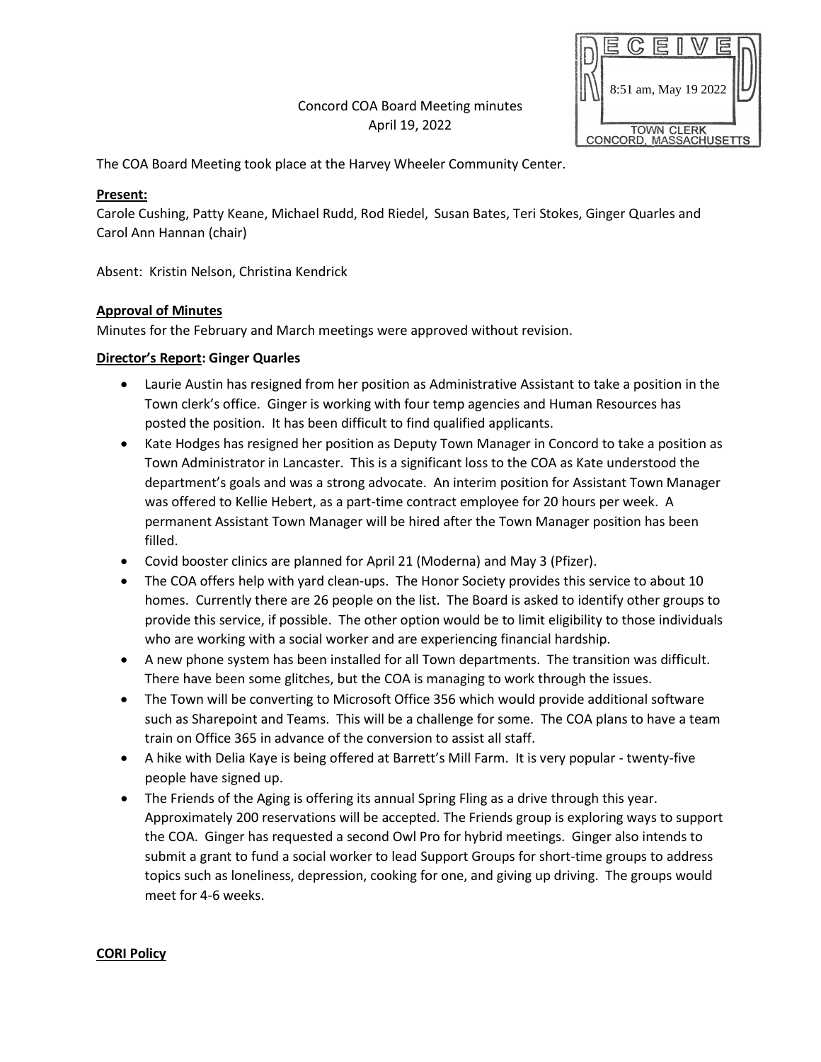RECEIVED
8:51 am, May 19 2022
TOWN CLERK
CONCORD, MASSACHUSETTS

Concord COA Board Meeting minutes
April 19, 2022

The COA Board Meeting took place at the Harvey Wheeler Community Center.

**Present:**
Carole Cushing, Patty Keane, Michael Rudd, Rod Riedel, Susan Bates, Teri Stokes, Ginger Quarles and Carol Ann Hannan (chair)

Absent: Kristin Nelson, Christina Kendrick

**Approval of Minutes**
Minutes for the February and March meetings were approved without revision.

**Director's Report: Ginger Quarles**

- Laurie Austin has resigned from her position as Administrative Assistant to take a position in the Town clerk's office. Ginger is working with four temp agencies and Human Resources has posted the position. It has been difficult to find qualified applicants.
- Kate Hodges has resigned her position as Deputy Town Manager in Concord to take a position as Town Administrator in Lancaster. This is a significant loss to the COA as Kate understood the department's goals and was a strong advocate. An interim position for Assistant Town Manager was offered to Kellie Hebert, as a part-time contract employee for 20 hours per week. A permanent Assistant Town Manager will be hired after the Town Manager position has been filled.
- Covid booster clinics are planned for April 21 (Moderna) and May 3 (Pfizer).
- The COA offers help with yard clean-ups. The Honor Society provides this service to about 10 homes. Currently there are 26 people on the list. The Board is asked to identify other groups to provide this service, if possible. The other option would be to limit eligibility to those individuals who are working with a social worker and are experiencing financial hardship.
- A new phone system has been installed for all Town departments. The transition was difficult. There have been some glitches, but the COA is managing to work through the issues.
- The Town will be converting to Microsoft Office 356 which would provide additional software such as Sharepoint and Teams. This will be a challenge for some. The COA plans to have a team train on Office 365 in advance of the conversion to assist all staff.
- A hike with Delia Kaye is being offered at Barrett's Mill Farm. It is very popular - twenty-five people have signed up.
- The Friends of the Aging is offering its annual Spring Fling as a drive through this year. Approximately 200 reservations will be accepted. The Friends group is exploring ways to support the COA. Ginger has requested a second Owl Pro for hybrid meetings. Ginger also intends to submit a grant to fund a social worker to lead Support Groups for short-time groups to address topics such as loneliness, depression, cooking for one, and giving up driving. The groups would meet for 4-6 weeks.

**CORI Policy**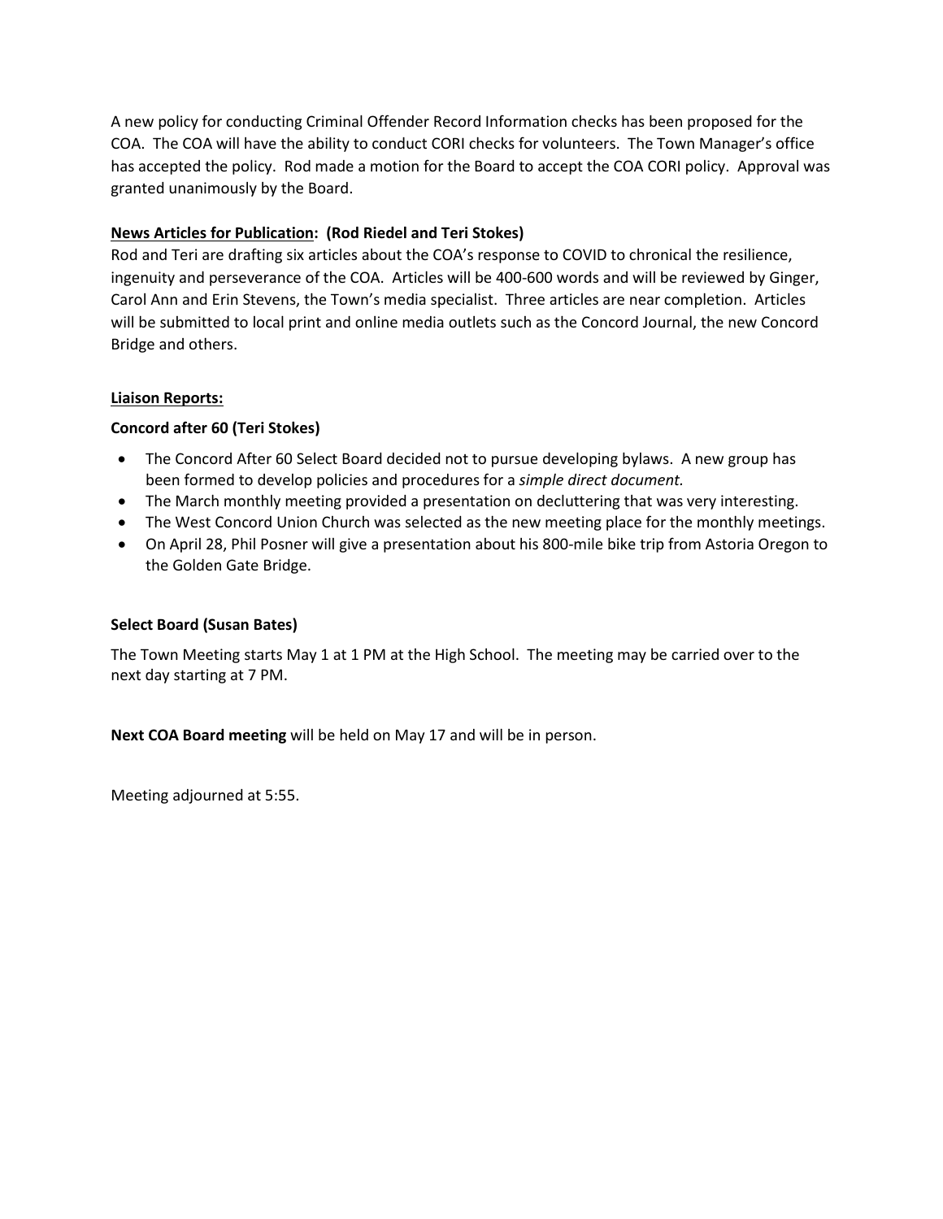A new policy for conducting Criminal Offender Record Information checks has been proposed for the COA. The COA will have the ability to conduct CORI checks for volunteers. The Town Manager's office has accepted the policy. Rod made a motion for the Board to accept the COA CORI policy. Approval was granted unanimously by the Board.

**News Articles for Publication: (Rod Riedel and Teri Stokes)**

Rod and Teri are drafting six articles about the COA's response to COVID to chronical the resilience, ingenuity and perseverance of the COA. Articles will be 400-600 words and will be reviewed by Ginger, Carol Ann and Erin Stevens, the Town's media specialist. Three articles are near completion. Articles will be submitted to local print and online media outlets such as the Concord Journal, the new Concord Bridge and others.

**Liaison Reports:**

**Concord after 60 (Teri Stokes)**

- The Concord After 60 Select Board decided not to pursue developing bylaws. A new group has been formed to develop policies and procedures for a *simple direct document.*
- The March monthly meeting provided a presentation on decluttering that was very interesting.
- The West Concord Union Church was selected as the new meeting place for the monthly meetings.
- On April 28, Phil Posner will give a presentation about his 800-mile bike trip from Astoria Oregon to the Golden Gate Bridge.

**Select Board (Susan Bates)**

The Town Meeting starts May 1 at 1 PM at the High School. The meeting may be carried over to the next day starting at 7 PM.

**Next COA Board meeting** will be held on May 17 and will be in person.

Meeting adjourned at 5:55.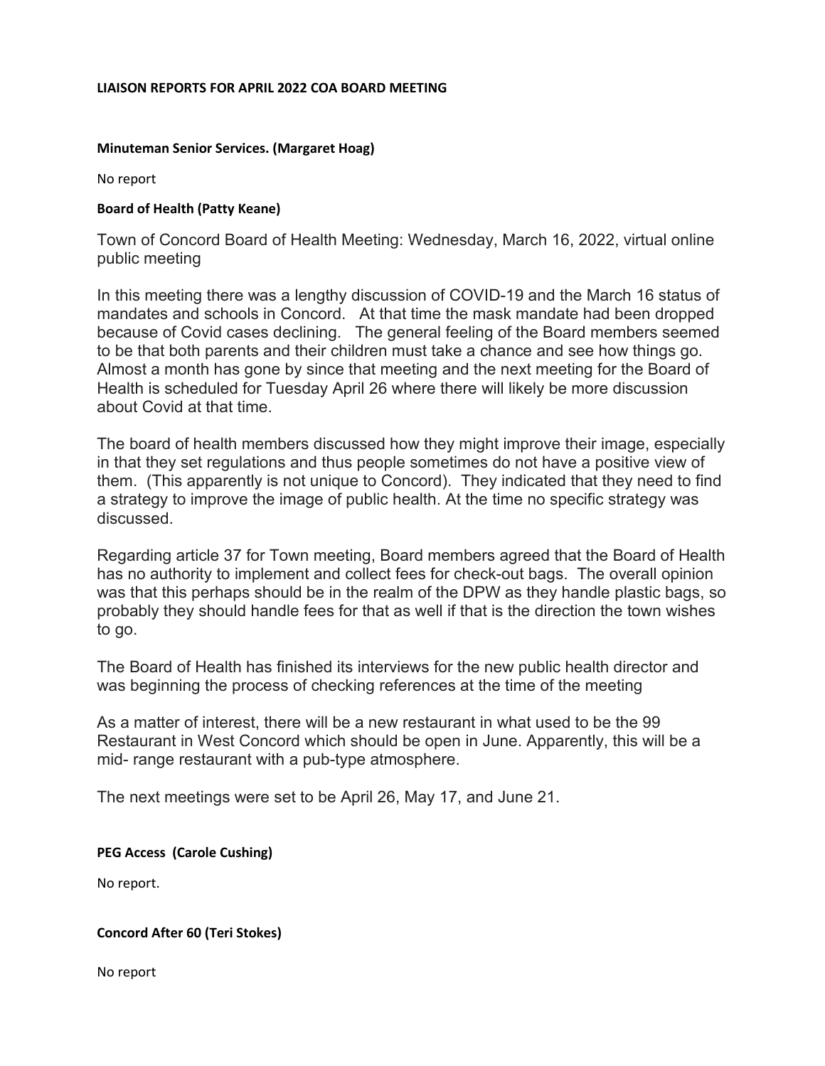**LIAISON REPORTS FOR APRIL 2022 COA BOARD MEETING**

**Minuteman Senior Services. (Margaret Hoag)**

No report

**Board of Health (Patty Keane)**

Town of Concord Board of Health Meeting: Wednesday, March 16, 2022, virtual online public meeting

In this meeting there was a lengthy discussion of COVID-19 and the March 16 status of mandates and schools in Concord. At that time the mask mandate had been dropped because of Covid cases declining. The general feeling of the Board members seemed to be that both parents and their children must take a chance and see how things go. Almost a month has gone by since that meeting and the next meeting for the Board of Health is scheduled for Tuesday April 26 where there will likely be more discussion about Covid at that time.

The board of health members discussed how they might improve their image, especially in that they set regulations and thus people sometimes do not have a positive view of them. (This apparently is not unique to Concord). They indicated that they need to find a strategy to improve the image of public health. At the time no specific strategy was discussed.

Regarding article 37 for Town meeting, Board members agreed that the Board of Health has no authority to implement and collect fees for check-out bags. The overall opinion was that this perhaps should be in the realm of the DPW as they handle plastic bags, so probably they should handle fees for that as well if that is the direction the town wishes to go.

The Board of Health has finished its interviews for the new public health director and was beginning the process of checking references at the time of the meeting

As a matter of interest, there will be a new restaurant in what used to be the 99 Restaurant in West Concord which should be open in June. Apparently, this will be a mid- range restaurant with a pub-type atmosphere.

The next meetings were set to be April 26, May 17, and June 21.

**PEG Access (Carole Cushing)**

No report.

**Concord After 60 (Teri Stokes)**

No report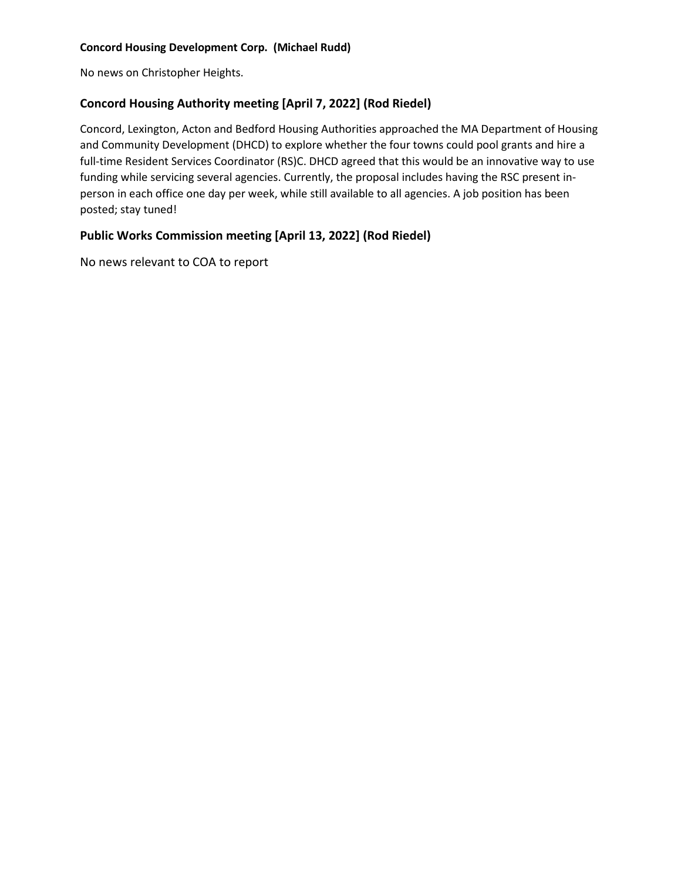**Concord Housing Development Corp. (Michael Rudd)**

No news on Christopher Heights.

## Concord Housing Authority meeting [April 7, 2022] (Rod Riedel)

Concord, Lexington, Acton and Bedford Housing Authorities approached the MA Department of Housing and Community Development (DHCD) to explore whether the four towns could pool grants and hire a full-time Resident Services Coordinator (RS)C. DHCD agreed that this would be an innovative way to use funding while servicing several agencies. Currently, the proposal includes having the RSC present in-person in each office one day per week, while still available to all agencies. A job position has been posted; stay tuned!

## Public Works Commission meeting [April 13, 2022] (Rod Riedel)

No news relevant to COA to report